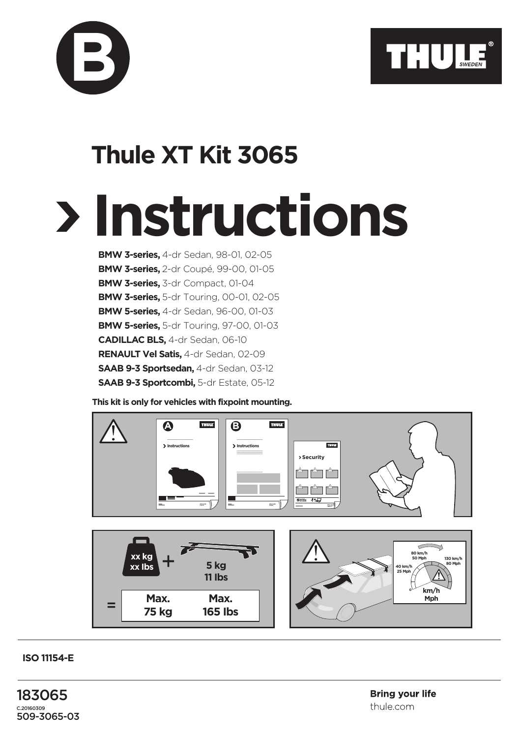B

THULE SWEDEN

# Thule XT Kit 3065

# › Instructions

**BMW 3-series,** 4-dr Sedan, 98-01, 02-05
**BMW 3-series,** 2-dr Coupé, 99-00, 01-05
**BMW 3-series,** 3-dr Compact, 01-04
**BMW 3-series,** 5-dr Touring, 00-01, 02-05
**BMW 5-series,** 4-dr Sedan, 96-00, 01-03
**BMW 5-series,** 5-dr Touring, 97-00, 01-03
**CADILLAC BLS,** 4-dr Sedan, 06-10
**RENAULT Vel Satis,** 4-dr Sedan, 02-09
**SAAB 9-3 Sportsedan,** 4-dr Sedan, 03-12
**SAAB 9-3 Sportcombi,** 5-dr Estate, 05-12

**This kit is only for vehicles with fixpoint mounting.**

xx kg
xx lbs
+
5 kg
11 lbs
= Max. 75 kg | Max. 165 lbs

80 km/h 50 Mph
130 km/h 80 Mph
40 km/h 25 Mph
0
km/h
Mph

**ISO 11154-E**

183065
C.20160309
509-3065-03

**Bring your life**
thule.com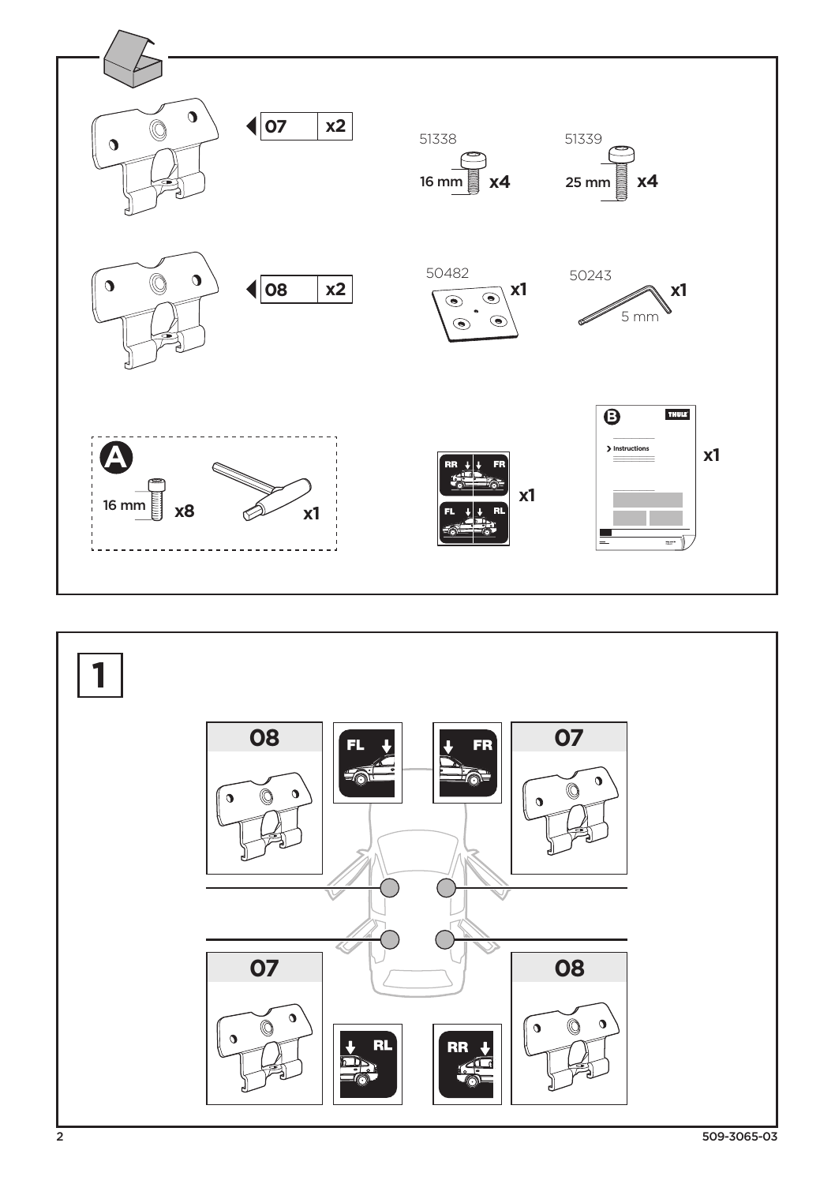07 x2

08 x2

51338

16 mm x4

51339

25 mm x4

50482 x1

50243 x1

5 mm

A

16 mm x8

x1

RR FR

FL RL

x1

B

Instructions

x1

# 1

08

FL

FR

07

07

RL

RR

08

509-3065-03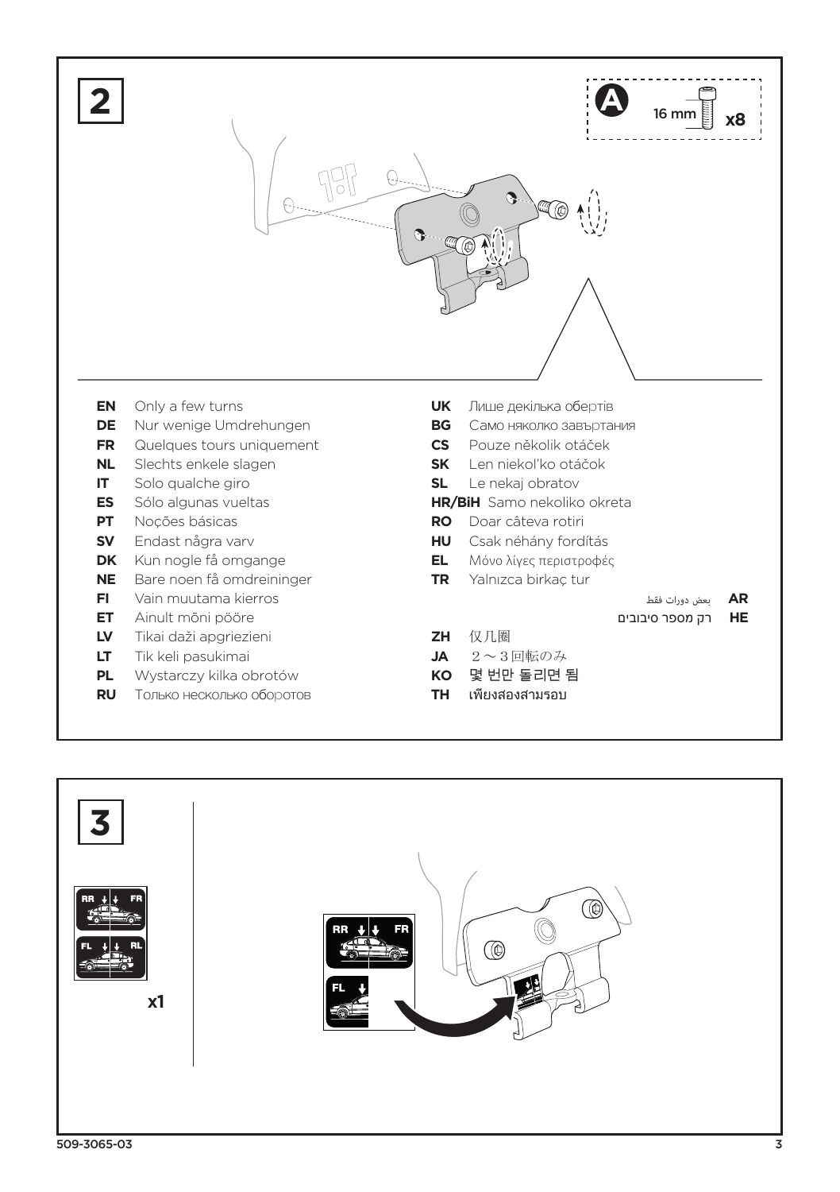## 2

**A** 16 mm **x8**

- **EN** Only a few turns
- **DE** Nur wenige Umdrehungen
- **FR** Quelques tours uniquement
- **NL** Slechts enkele slagen
- **IT** Solo qualche giro
- **ES** Sólo algunas vueltas
- **PT** Noções básicas
- **SV** Endast några varv
- **DK** Kun nogle få omgange
- **NE** Bare noen få omdreininger
- **FI** Vain muutama kierros
- **ET** Ainult mõni pööre
- **LV** Tikai daži apgriezieni
- **LT** Tik keli pasukimai
- **PL** Wystarczy kilka obrotów
- **RU** Только несколько оборотов
- **UK** Лише декілька обертів
- **BG** Само няколко завъртания
- **CS** Pouze několik otáček
- **SK** Len niekoľko otáčok
- **SL** Le nekaj obratov
- **HR/BiH** Samo nekoliko okreta
- **RO** Doar câteva rotiri
- **HU** Csak néhány fordítás
- **EL** Μόνο λίγες περιστροφές
- **TR** Yalnızca birkaç tur
- **AR** بعض دورات فقط
- **HE** רק מספר סיבובים
- **ZH** 仅几圈
- **JA** 2～3回転のみ
- **KO** 몇 번만 돌리면 됨
- **TH** เพียงสองสามรอบ

## 3

RR FR FL RL

**x1**

RR FR FL

509-3065-03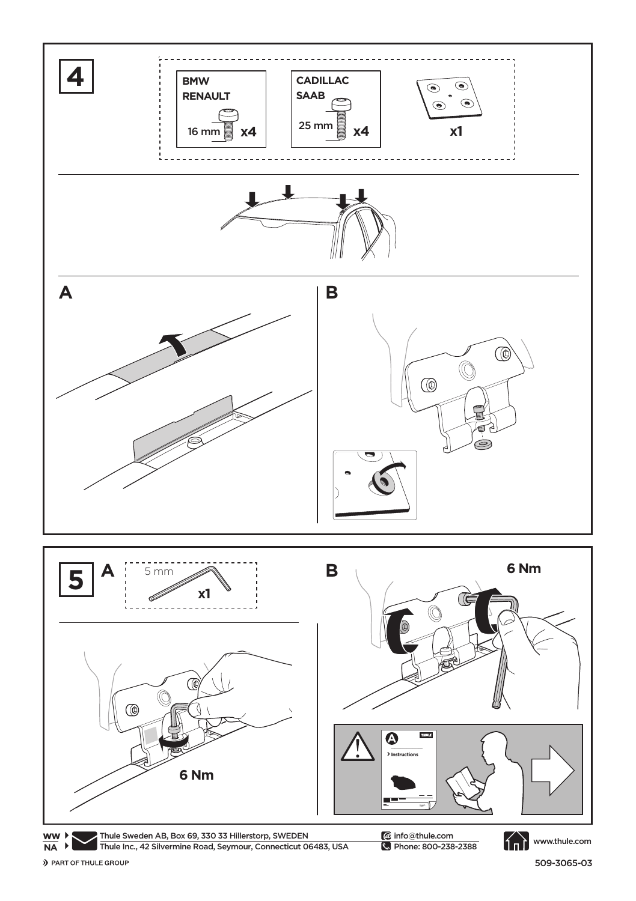# 4

**BMW**
**RENAULT**
16 mm **x4**

**CADILLAC**
**SAAB**
25 mm **x4**

**x1**

**A**

**B**

# 5

**A**

5 mm
**x1**

6 Nm

**B**

6 Nm

A
› Instructions

WW ▸ Thule Sweden AB, Box 69, 330 33 Hillerstorp, SWEDEN
NA ▸ Thule Inc., 42 Silvermine Road, Seymour, Connecticut 06483, USA

info@thule.com
Phone: 800-238-2388

www.thule.com

›› PART OF THULE GROUP

509-3065-03